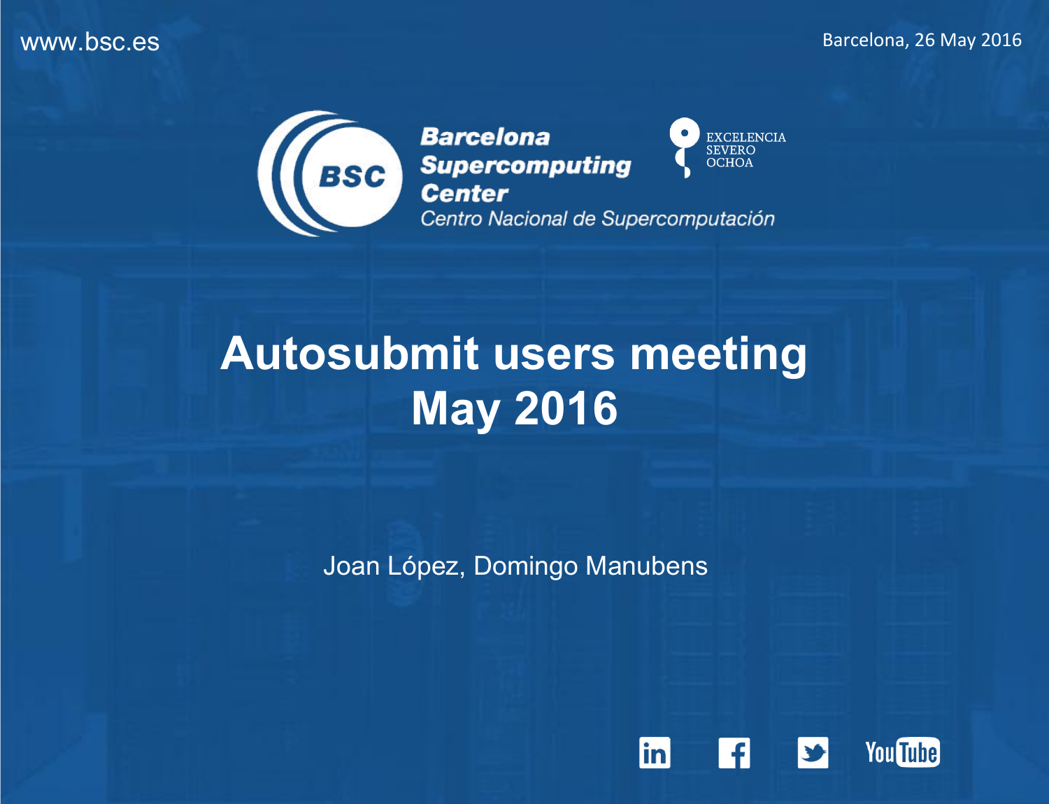www.bsc.es

Barcelona, 26 May 2016

Barcelona Supercomputing Center
Centro Nacional de Supercomputación

EXCELENCIA SEVERO OCHOA

# Autosubmit users meeting May 2016

Joan López, Domingo Manubens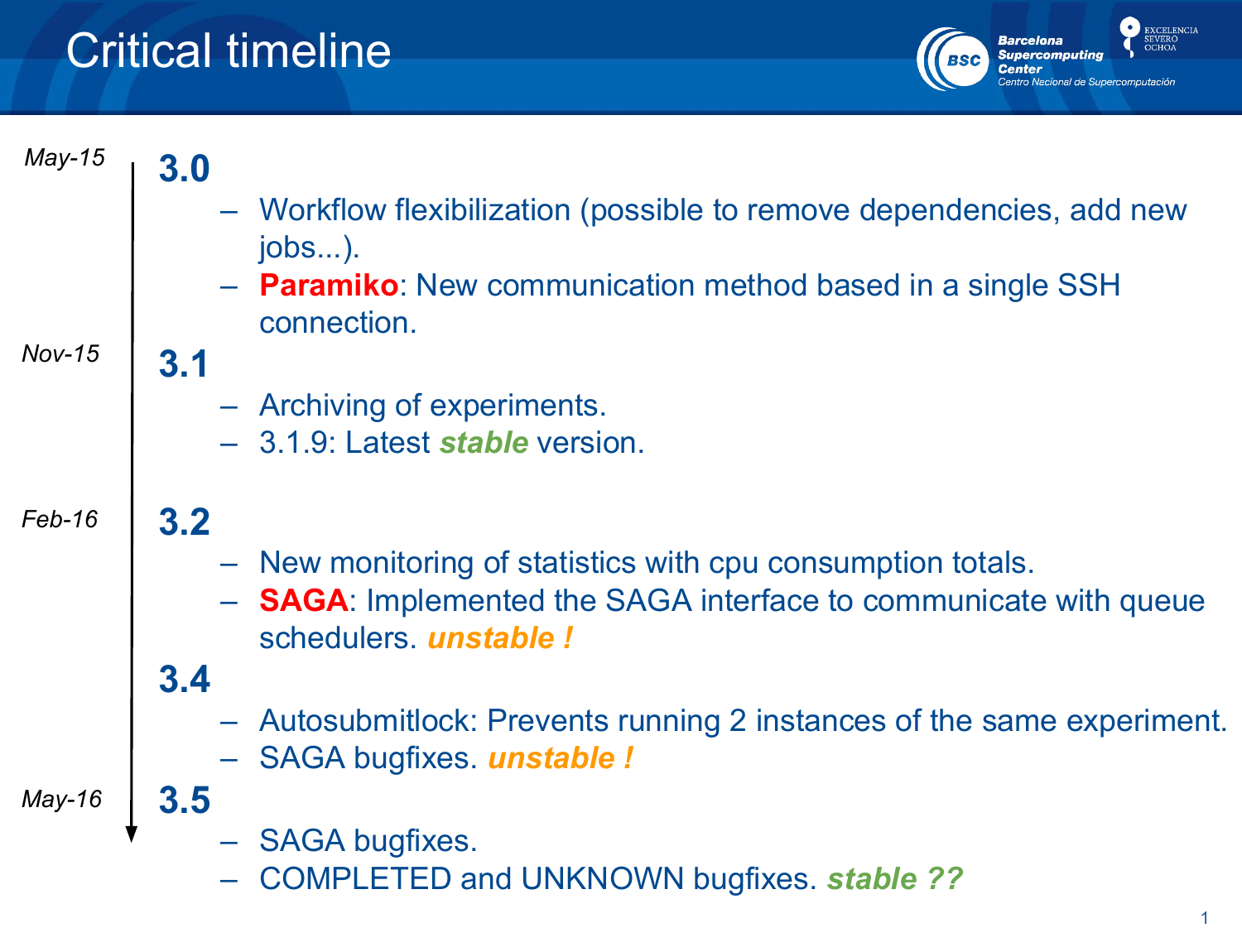# Critical timeline

**May-15**

## 3.0

- Workflow flexibilization (possible to remove dependencies, add new jobs...).
- **Paramiko**: New communication method based in a single SSH connection.

**Nov-15**

## 3.1

- Archiving of experiments.
- 3.1.9: Latest ***stable*** version.

**Feb-16**

## 3.2

- New monitoring of statistics with cpu consumption totals.
- **SAGA**: Implemented the SAGA interface to communicate with queue schedulers. ***unstable !***

## 3.4

- Autosubmitlock: Prevents running 2 instances of the same experiment.
- SAGA bugfixes. ***unstable !***

**May-16**

## 3.5

- SAGA bugfixes.
- COMPLETED and UNKNOWN bugfixes. ***stable ??***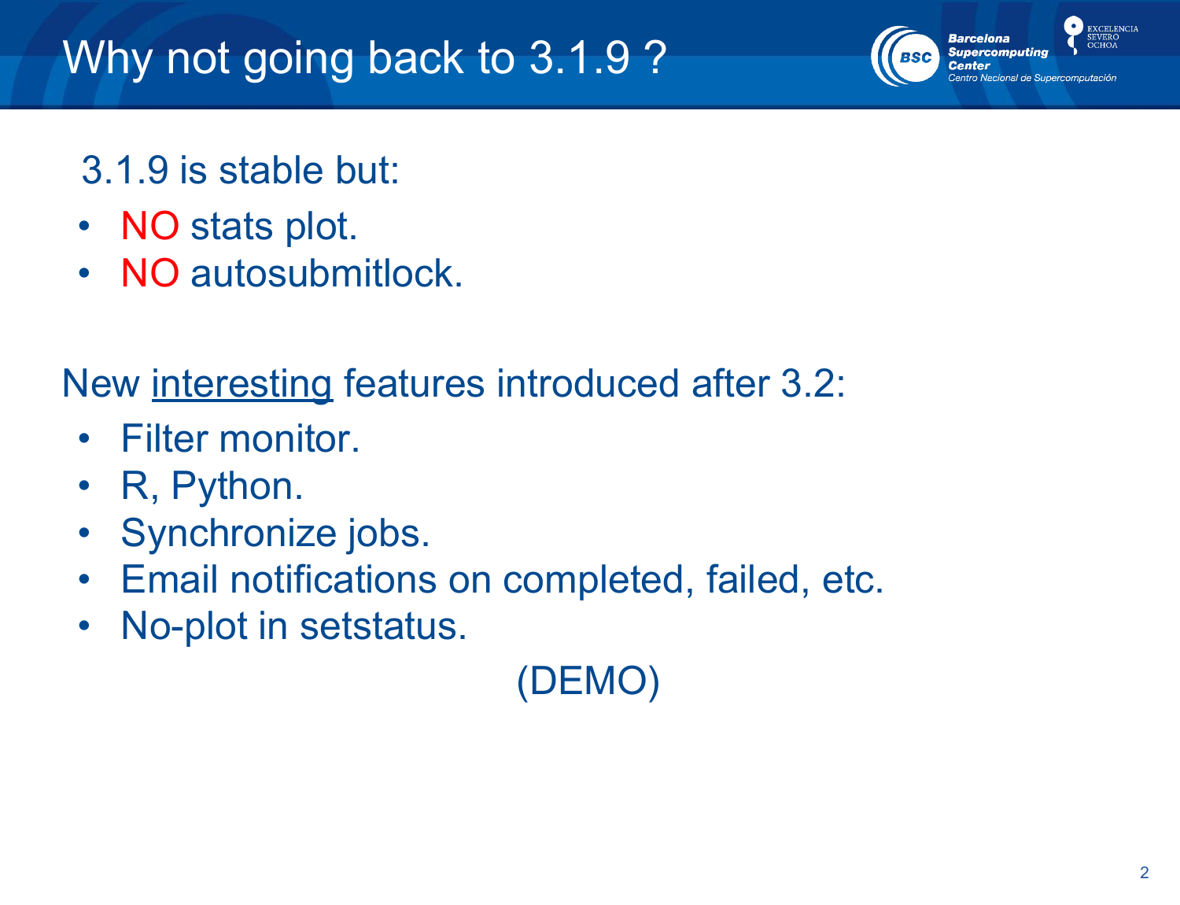# Why not going back to 3.1.9 ?

3.1.9 is stable but:

- NO stats plot.
- NO autosubmitlock.

New <u>interesting</u> features introduced after 3.2:

- Filter monitor.
- R, Python.
- Synchronize jobs.
- Email notifications on completed, failed, etc.
- No-plot in setstatus.

(DEMO)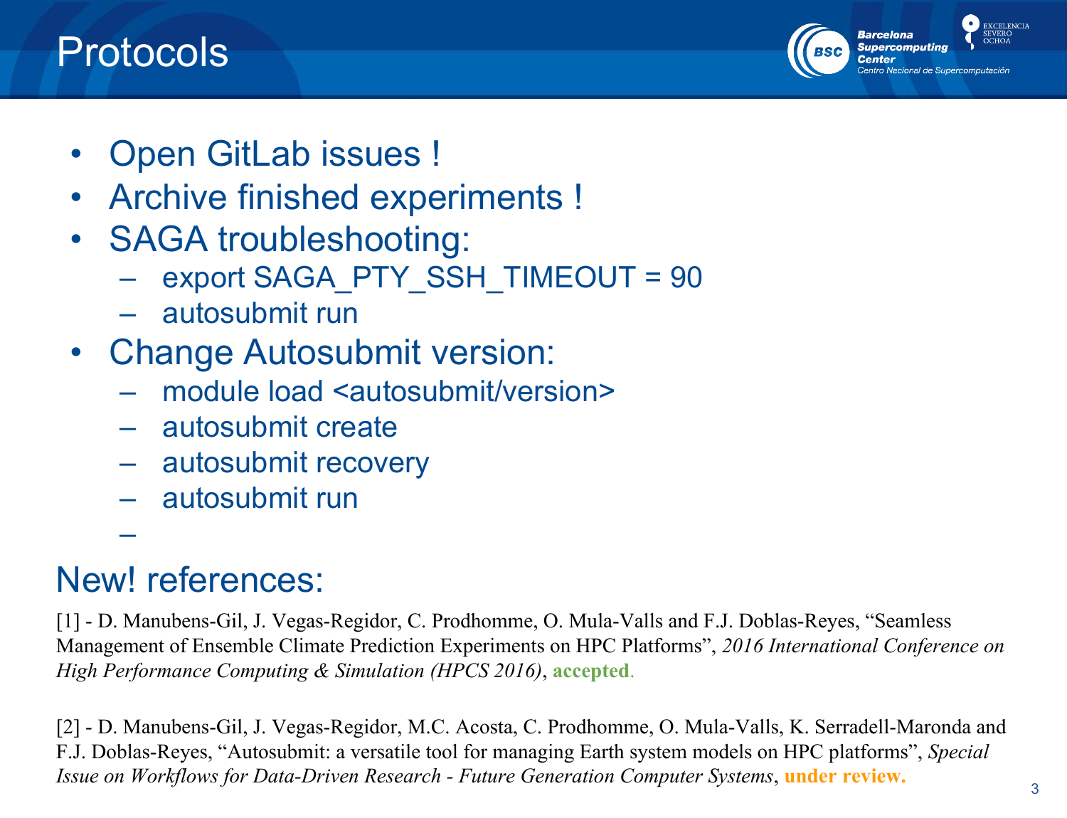# Protocols

- Open GitLab issues !
- Archive finished experiments !
- SAGA troubleshooting:
  - export SAGA_PTY_SSH_TIMEOUT = 90
  - autosubmit run
- Change Autosubmit version:
  - module load <autosubmit/version>
  - autosubmit create
  - autosubmit recovery
  - autosubmit run
  -

## New! references:

[1] - D. Manubens-Gil, J. Vegas-Regidor, C. Prodhomme, O. Mula-Valls and F.J. Doblas-Reyes, "Seamless Management of Ensemble Climate Prediction Experiments on HPC Platforms", *2016 International Conference on High Performance Computing & Simulation (HPCS 2016)*, **accepted**.

[2] - D. Manubens-Gil, J. Vegas-Regidor, M.C. Acosta, C. Prodhomme, O. Mula-Valls, K. Serradell-Maronda and F.J. Doblas-Reyes, "Autosubmit: a versatile tool for managing Earth system models on HPC platforms", *Special Issue on Workflows for Data-Driven Research - Future Generation Computer Systems*, **under review.**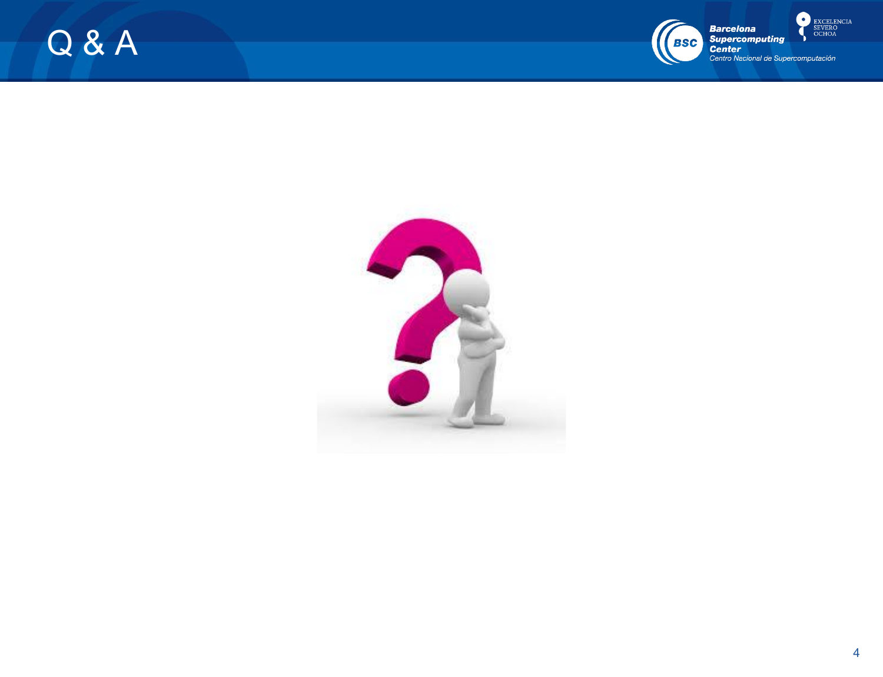# Q & A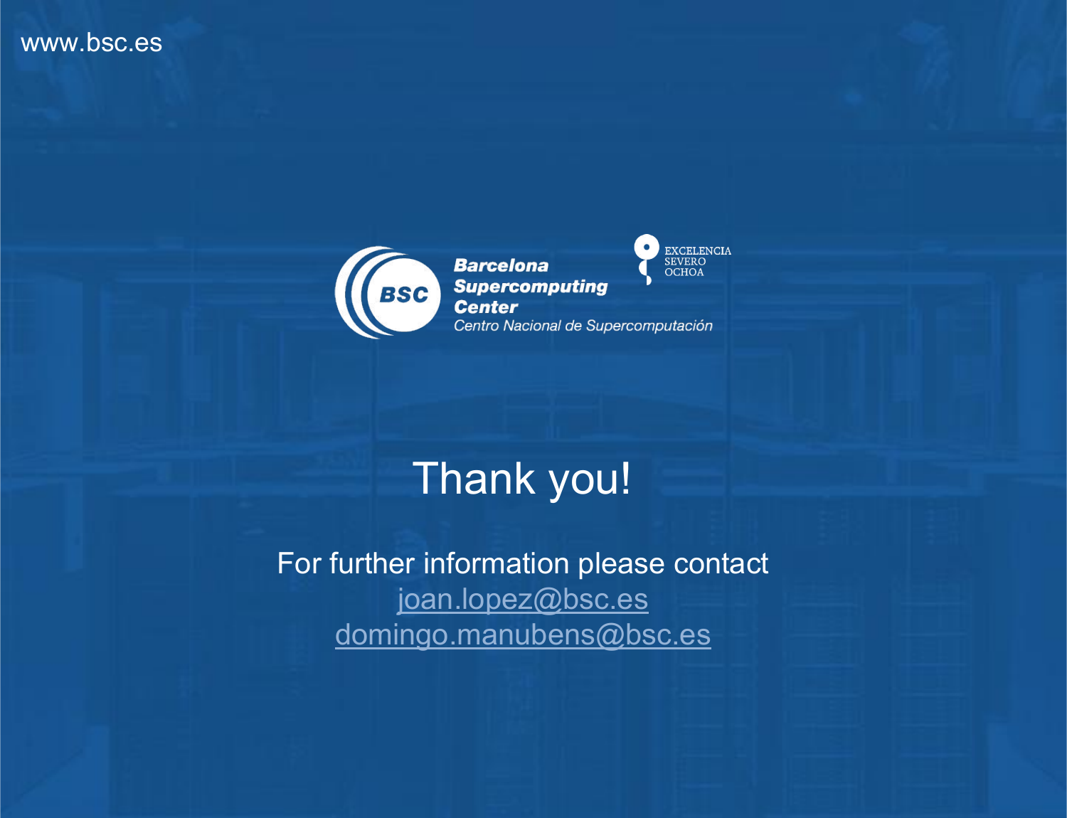www.bsc.es

**Barcelona Supercomputing Center**
*Centro Nacional de Supercomputación*

EXCELENCIA SEVERO OCHOA

# Thank you!

For further information please contact
joan.lopez@bsc.es
domingo.manubens@bsc.es